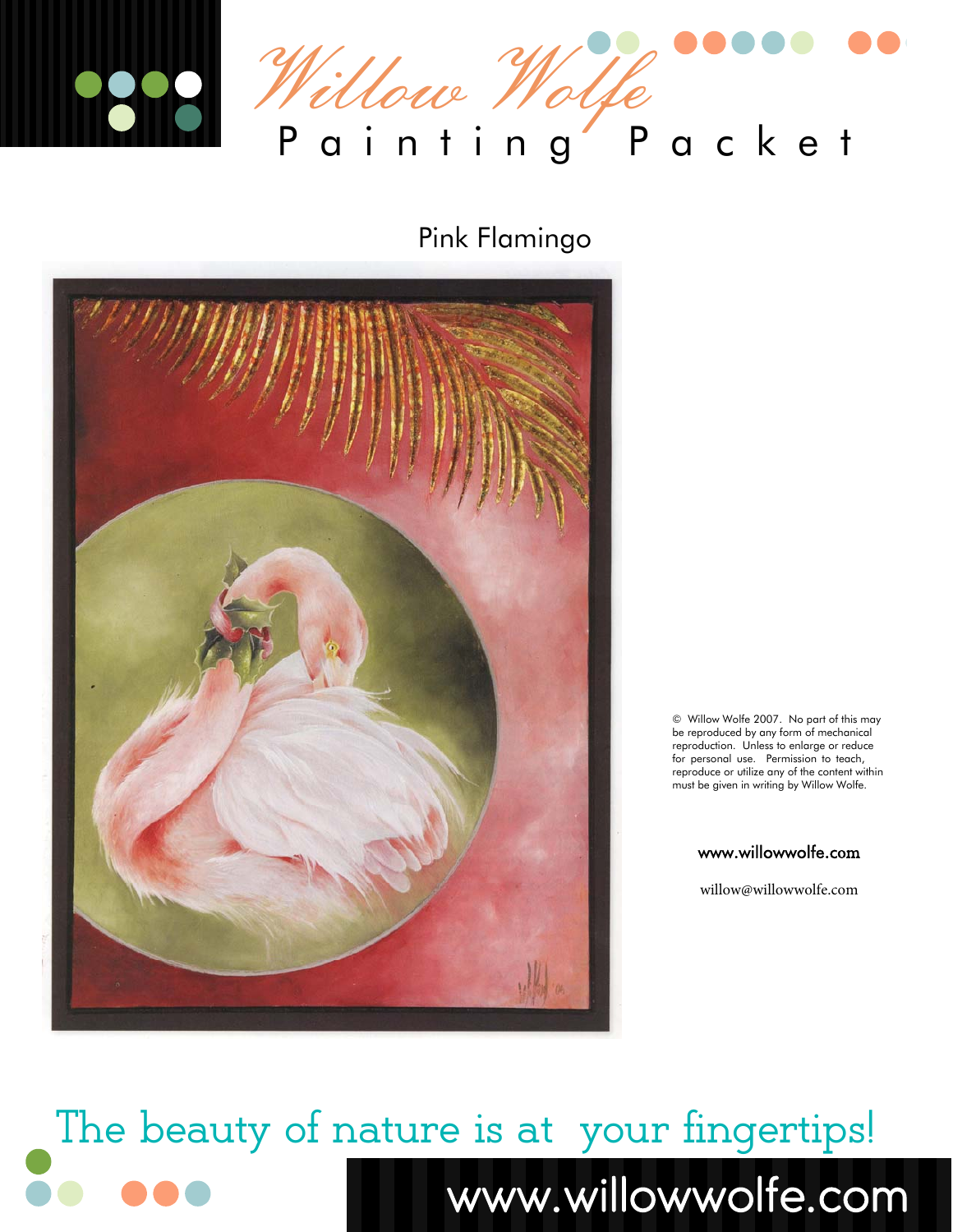# Willow Wolfe Painting Packet

## Pink Flamingo

© Willow Wolfe 2007. No part of this may be reproduced by any form of mechanical reproduction. Unless to enlarge or reduce for personal use. Permission to teach, reproduce or utilize any of the content within must be given in writing by Willow Wolfe.

www.willowwolfe.com

willow@willowwolfe.com

The beauty of nature is at your fingertips!

www.willowwolfe.com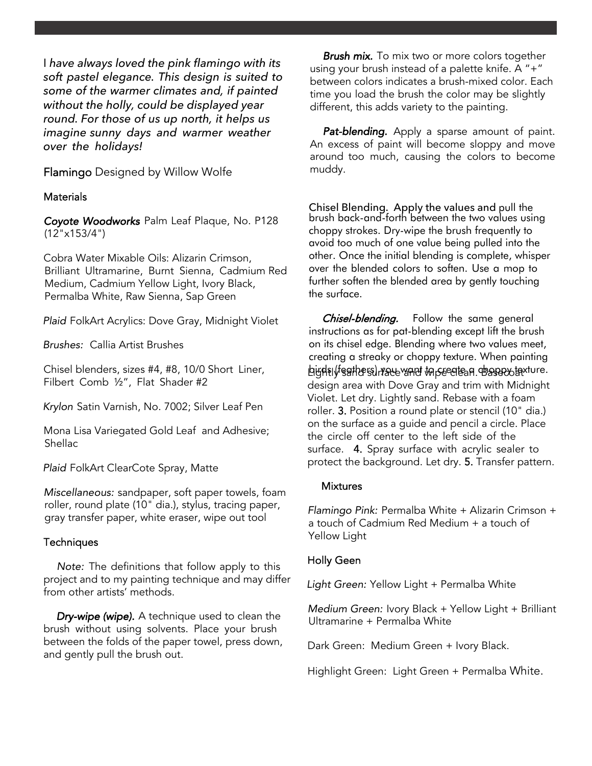*I have always loved the pink flamingo with its soft pastel elegance. This design is suited to some of the warmer climates and, if painted without the holly, could be displayed year round. For those of us up north, it helps us imagine sunny days and warmer weather over the holidays!*

Flamingo Designed by Willow Wolfe

## Materials

*Coyote Woodworks* Palm Leaf Plaque, No. P128 (12"x153/4")

Cobra Water Mixable Oils: Alizarin Crimson, Brilliant Ultramarine, Burnt Sienna, Cadmium Red Medium, Cadmium Yellow Light, Ivory Black, Permalba White, Raw Sienna, Sap Green

*Plaid* FolkArt Acrylics: Dove Gray, Midnight Violet

*Brushes:* Callia Artist Brushes

Chisel blenders, sizes #4, #8, 10/0 Short Liner, Filbert Comb ½", Flat Shader #2

*Krylon* Satin Varnish, No. 7002; Silver Leaf Pen

Mona Lisa Variegated Gold Leaf and Adhesive; Shellac

*Plaid* FolkArt ClearCote Spray, Matte

*Miscellaneous:* sandpaper, soft paper towels, foam roller, round plate (10" dia.), stylus, tracing paper, gray transfer paper, white eraser, wipe out tool

## Techniques

*Note:* The definitions that follow apply to this project and to my painting technique and may differ from other artists' methods.

***Dry-wipe (wipe).*** A technique used to clean the brush without using solvents. Place your brush between the folds of the paper towel, press down, and gently pull the brush out.

***Brush mix.*** To mix two or more colors together using your brush instead of a palette knife. A "+" between colors indicates a brush-mixed color. Each time you load the brush the color may be slightly different, this adds variety to the painting.

***Pat-blending.*** Apply a sparse amount of paint. An excess of paint will become sloppy and move around too much, causing the colors to become muddy.

Chisel Blending. Apply the values and pull the brush back-and-forth between the two values using choppy strokes. Dry-wipe the brush frequently to avoid too much of one value being pulled into the other. Once the initial blending is complete, whisper over the blended colors to soften. Use a mop to further soften the blended area by gently touching the surface.

***Chisel-blending.*** Follow the same general instructions as for pat-blending except lift the brush on its chisel edge. Blending where two values meet, creating a streaky or choppy texture. When painting birds (feathers) you want to create a choppy texture.

Lightly sand surface and wipe clean. Basecoat design area with Dove Gray and trim with Midnight Violet. Let dry. Lightly sand. Rebase with a foam roller. **3.** Position a round plate or stencil (10" dia.) on the surface as a guide and pencil a circle. Place the circle off center to the left side of the surface. **4.** Spray surface with acrylic sealer to protect the background. Let dry. **5.** Transfer pattern.

## Mixtures

*Flamingo Pink:* Permalba White + Alizarin Crimson + a touch of Cadmium Red Medium + a touch of Yellow Light

### Holly Geen

*Light Green:* Yellow Light + Permalba White

*Medium Green:* Ivory Black + Yellow Light + Brilliant Ultramarine + Permalba White

Dark Green: Medium Green + Ivory Black.

Highlight Green: Light Green + Permalba White.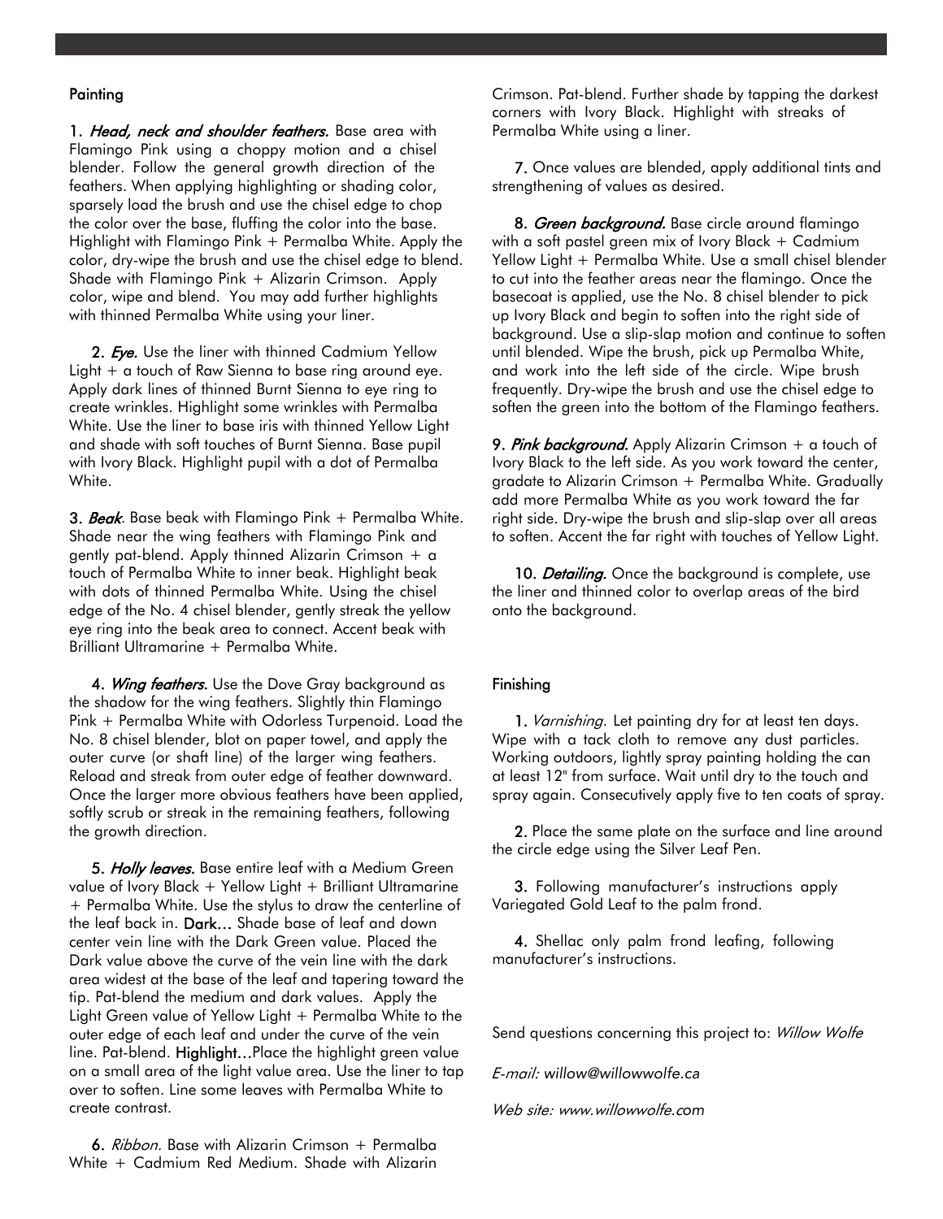## Painting

1. ***Head, neck and shoulder feathers.*** Base area with Flamingo Pink using a choppy motion and a chisel blender. Follow the general growth direction of the feathers. When applying highlighting or shading color, sparsely load the brush and use the chisel edge to chop the color over the base, fluffing the color into the base. Highlight with Flamingo Pink + Permalba White. Apply the color, dry-wipe the brush and use the chisel edge to blend. Shade with Flamingo Pink + Alizarin Crimson. Apply color, wipe and blend. You may add further highlights with thinned Permalba White using your liner.

2. ***Eye.*** Use the liner with thinned Cadmium Yellow Light + a touch of Raw Sienna to base ring around eye. Apply dark lines of thinned Burnt Sienna to eye ring to create wrinkles. Highlight some wrinkles with Permalba White. Use the liner to base iris with thinned Yellow Light and shade with soft touches of Burnt Sienna. Base pupil with Ivory Black. Highlight pupil with a dot of Permalba White.

3. ***Beak***. Base beak with Flamingo Pink + Permalba White. Shade near the wing feathers with Flamingo Pink and gently pat-blend. Apply thinned Alizarin Crimson + a touch of Permalba White to inner beak. Highlight beak with dots of thinned Permalba White. Using the chisel edge of the No. 4 chisel blender, gently streak the yellow eye ring into the beak area to connect. Accent beak with Brilliant Ultramarine + Permalba White.

4. ***Wing feathers.*** Use the Dove Gray background as the shadow for the wing feathers. Slightly thin Flamingo Pink + Permalba White with Odorless Turpenoid. Load the No. 8 chisel blender, blot on paper towel, and apply the outer curve (or shaft line) of the larger wing feathers. Reload and streak from outer edge of feather downward. Once the larger more obvious feathers have been applied, softly scrub or streak in the remaining feathers, following the growth direction.

5. ***Holly leaves.*** Base entire leaf with a Medium Green value of Ivory Black + Yellow Light + Brilliant Ultramarine + Permalba White. Use the stylus to draw the centerline of the leaf back in. **Dark…** Shade base of leaf and down center vein line with the Dark Green value. Placed the Dark value above the curve of the vein line with the dark area widest at the base of the leaf and tapering toward the tip. Pat-blend the medium and dark values. Apply the Light Green value of Yellow Light + Permalba White to the outer edge of each leaf and under the curve of the vein line. Pat-blend. **Highlight…**Place the highlight green value on a small area of the light value area. Use the liner to tap over to soften. Line some leaves with Permalba White to create contrast.

6. *Ribbon.* Base with Alizarin Crimson + Permalba White + Cadmium Red Medium. Shade with Alizarin Crimson. Pat-blend. Further shade by tapping the darkest corners with Ivory Black. Highlight with streaks of Permalba White using a liner.

7. Once values are blended, apply additional tints and strengthening of values as desired.

8. ***Green background.*** Base circle around flamingo with a soft pastel green mix of Ivory Black + Cadmium Yellow Light + Permalba White. Use a small chisel blender to cut into the feather areas near the flamingo. Once the basecoat is applied, use the No. 8 chisel blender to pick up Ivory Black and begin to soften into the right side of background. Use a slip-slap motion and continue to soften until blended. Wipe the brush, pick up Permalba White, and work into the left side of the circle. Wipe brush frequently. Dry-wipe the brush and use the chisel edge to soften the green into the bottom of the Flamingo feathers.

9. ***Pink background.*** Apply Alizarin Crimson + a touch of Ivory Black to the left side. As you work toward the center, gradate to Alizarin Crimson + Permalba White. Gradually add more Permalba White as you work toward the far right side. Dry-wipe the brush and slip-slap over all areas to soften. Accent the far right with touches of Yellow Light.

10. ***Detailing.*** Once the background is complete, use the liner and thinned color to overlap areas of the bird onto the background.

## Finishing

1. *Varnishing.* Let painting dry for at least ten days. Wipe with a tack cloth to remove any dust particles. Working outdoors, lightly spray painting holding the can at least 12" from surface. Wait until dry to the touch and spray again. Consecutively apply five to ten coats of spray.

2. Place the same plate on the surface and line around the circle edge using the Silver Leaf Pen.

3. Following manufacturer's instructions apply Variegated Gold Leaf to the palm frond.

4. Shellac only palm frond leafing, following manufacturer's instructions.

Send questions concerning this project to: *Willow Wolfe*

*E-mail: willow@willowwolfe.ca*

*Web site: www.willowwolfe.com*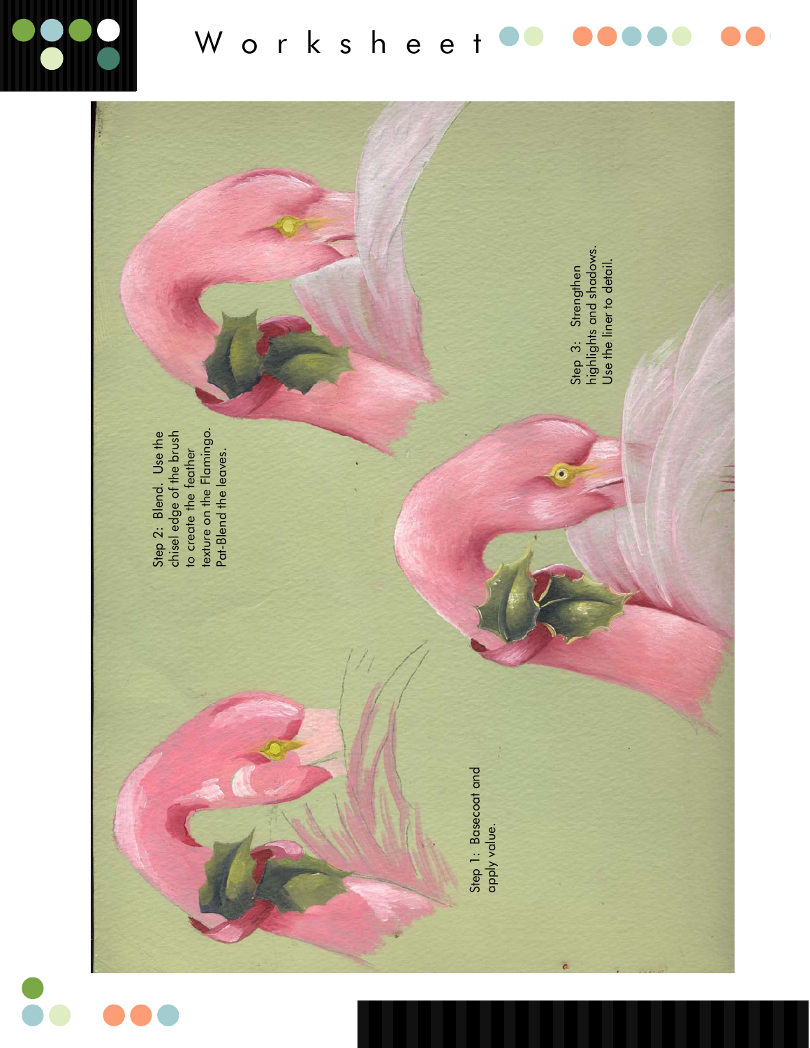# Worksheet

Step 1: Basecoat and apply value.

Step 2: Blend. Use the chisel edge of the brush to create the feather texture on the Flamingo. Pat-Blend the leaves.

Step 3: Strengthen highlights and shadows. Use the liner to detail.